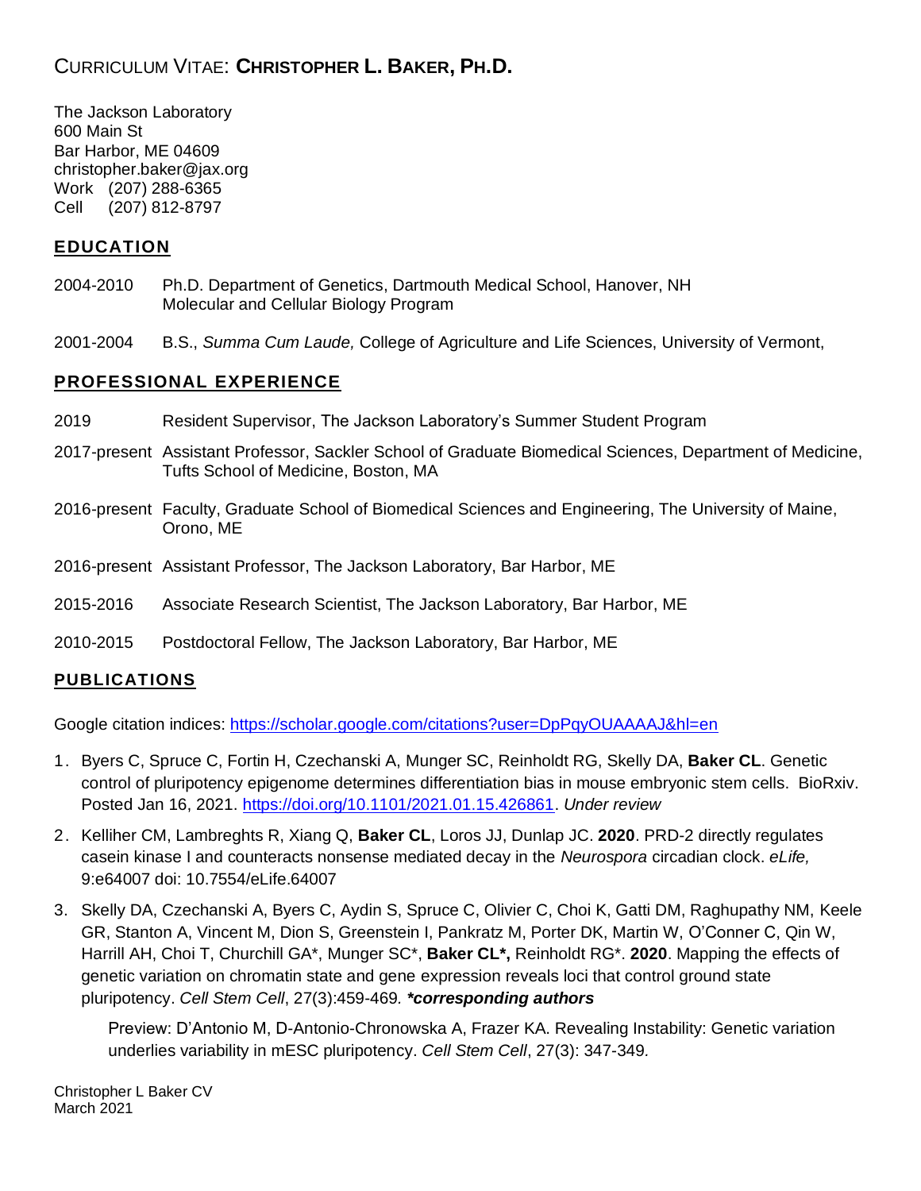# CURRICULUM VITAE: **CHRISTOPHER L. BAKER, PH.D.**

The Jackson Laboratory
600 Main St
Bar Harbor, ME 04609
christopher.baker@jax.org
Work (207) 288-6365
Cell (207) 812-8797

## EDUCATION

2004-2010 Ph.D. Department of Genetics, Dartmouth Medical School, Hanover, NH
Molecular and Cellular Biology Program

2001-2004 B.S., *Summa Cum Laude,* College of Agriculture and Life Sciences, University of Vermont,

## PROFESSIONAL EXPERIENCE

2019 Resident Supervisor, The Jackson Laboratory's Summer Student Program

2017-present Assistant Professor, Sackler School of Graduate Biomedical Sciences, Department of Medicine, Tufts School of Medicine, Boston, MA

2016-present Faculty, Graduate School of Biomedical Sciences and Engineering, The University of Maine, Orono, ME

2016-present Assistant Professor, The Jackson Laboratory, Bar Harbor, ME

2015-2016 Associate Research Scientist, The Jackson Laboratory, Bar Harbor, ME

2010-2015 Postdoctoral Fellow, The Jackson Laboratory, Bar Harbor, ME

## PUBLICATIONS

Google citation indices: https://scholar.google.com/citations?user=DpPqyOUAAAAJ&hl=en

1. Byers C, Spruce C, Fortin H, Czechanski A, Munger SC, Reinholdt RG, Skelly DA, **Baker CL**. Genetic control of pluripotency epigenome determines differentiation bias in mouse embryonic stem cells. BioRxiv. Posted Jan 16, 2021. https://doi.org/10.1101/2021.01.15.426861. *Under review*
2. Kelliher CM, Lambreghts R, Xiang Q, **Baker CL**, Loros JJ, Dunlap JC. **2020**. PRD-2 directly regulates casein kinase I and counteracts nonsense mediated decay in the *Neurospora* circadian clock. *eLife,* 9:e64007 doi: 10.7554/eLife.64007
3. Skelly DA, Czechanski A, Byers C, Aydin S, Spruce C, Olivier C, Choi K, Gatti DM, Raghupathy NM, Keele GR, Stanton A, Vincent M, Dion S, Greenstein I, Pankratz M, Porter DK, Martin W, O'Conner C, Qin W, Harrill AH, Choi T, Churchill GA*, Munger SC*, **Baker CL*,** Reinholdt RG*. **2020**. Mapping the effects of genetic variation on chromatin state and gene expression reveals loci that control ground state pluripotency. *Cell Stem Cell*, 27(3):459-469. ***corresponding authors***

   Preview: D'Antonio M, D-Antonio-Chronowska A, Frazer KA. Revealing Instability: Genetic variation underlies variability in mESC pluripotency. *Cell Stem Cell*, 27(3): 347-349.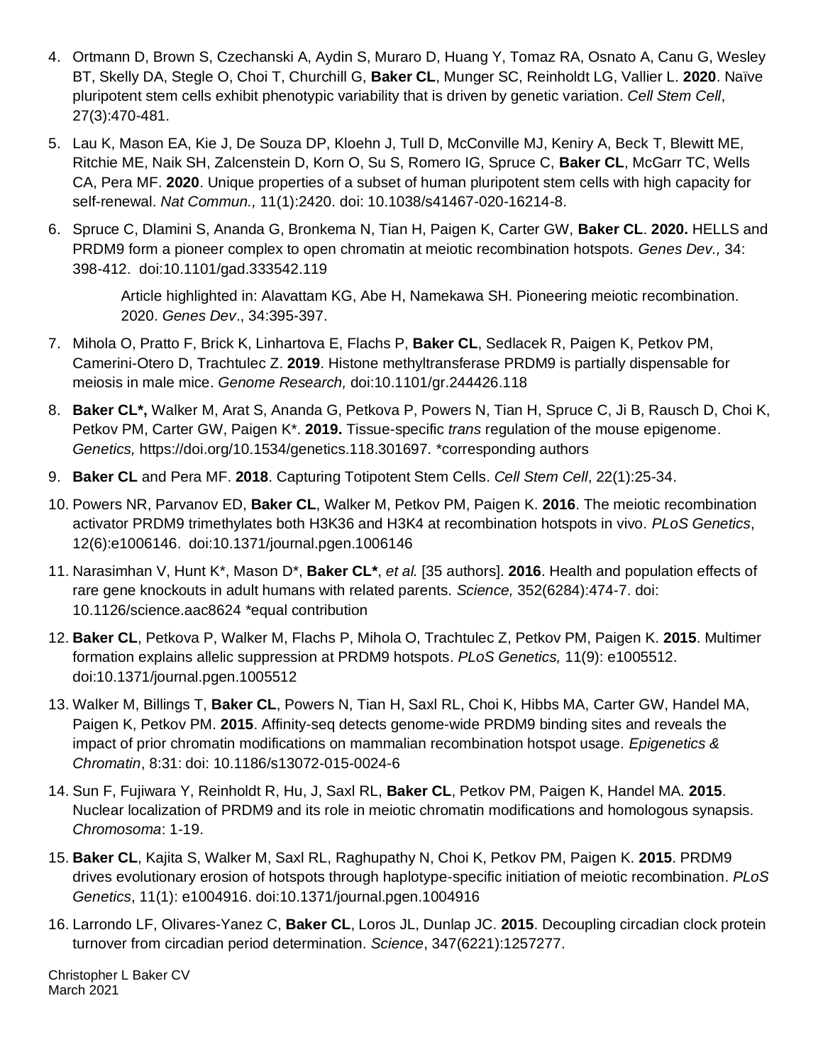4. Ortmann D, Brown S, Czechanski A, Aydin S, Muraro D, Huang Y, Tomaz RA, Osnato A, Canu G, Wesley BT, Skelly DA, Stegle O, Choi T, Churchill G, **Baker CL**, Munger SC, Reinholdt LG, Vallier L. **2020**. Naïve pluripotent stem cells exhibit phenotypic variability that is driven by genetic variation. *Cell Stem Cell*, 27(3):470-481.

5. Lau K, Mason EA, Kie J, De Souza DP, Kloehn J, Tull D, McConville MJ, Keniry A, Beck T, Blewitt ME, Ritchie ME, Naik SH, Zalcenstein D, Korn O, Su S, Romero IG, Spruce C, **Baker CL**, McGarr TC, Wells CA, Pera MF. **2020**. Unique properties of a subset of human pluripotent stem cells with high capacity for self-renewal. *Nat Commun.,* 11(1):2420. doi: 10.1038/s41467-020-16214-8.

6. Spruce C, Dlamini S, Ananda G, Bronkema N, Tian H, Paigen K, Carter GW, **Baker CL**. **2020.** HELLS and PRDM9 form a pioneer complex to open chromatin at meiotic recombination hotspots. *Genes Dev.,* 34: 398-412. doi:10.1101/gad.333542.119

   Article highlighted in: Alavattam KG, Abe H, Namekawa SH. Pioneering meiotic recombination. 2020. *Genes Dev*., 34:395-397.

7. Mihola O, Pratto F, Brick K, Linhartova E, Flachs P, **Baker CL**, Sedlacek R, Paigen K, Petkov PM, Camerini-Otero D, Trachtulec Z. **2019**. Histone methyltransferase PRDM9 is partially dispensable for meiosis in male mice. *Genome Research,* doi:10.1101/gr.244426.118

8. **Baker CL\*,** Walker M, Arat S, Ananda G, Petkova P, Powers N, Tian H, Spruce C, Ji B, Rausch D, Choi K, Petkov PM, Carter GW, Paigen K\*. **2019.** Tissue-specific *trans* regulation of the mouse epigenome. *Genetics,* https://doi.org/10.1534/genetics.118.301697. \*corresponding authors

9. **Baker CL** and Pera MF. **2018**. Capturing Totipotent Stem Cells. *Cell Stem Cell*, 22(1):25-34.

10. Powers NR, Parvanov ED, **Baker CL**, Walker M, Petkov PM, Paigen K. **2016**. The meiotic recombination activator PRDM9 trimethylates both H3K36 and H3K4 at recombination hotspots in vivo. *PLoS Genetics*, 12(6):e1006146. doi:10.1371/journal.pgen.1006146

11. Narasimhan V, Hunt K\*, Mason D\*, **Baker CL\***, *et al.* [35 authors]. **2016**. Health and population effects of rare gene knockouts in adult humans with related parents. *Science,* 352(6284):474-7. doi: 10.1126/science.aac8624 \*equal contribution

12. **Baker CL**, Petkova P, Walker M, Flachs P, Mihola O, Trachtulec Z, Petkov PM, Paigen K. **2015**. Multimer formation explains allelic suppression at PRDM9 hotspots. *PLoS Genetics,* 11(9): e1005512. doi:10.1371/journal.pgen.1005512

13. Walker M, Billings T, **Baker CL**, Powers N, Tian H, Saxl RL, Choi K, Hibbs MA, Carter GW, Handel MA, Paigen K, Petkov PM. **2015**. Affinity-seq detects genome-wide PRDM9 binding sites and reveals the impact of prior chromatin modifications on mammalian recombination hotspot usage. *Epigenetics & Chromatin*, 8:31: doi: 10.1186/s13072-015-0024-6

14. Sun F, Fujiwara Y, Reinholdt R, Hu, J, Saxl RL, **Baker CL**, Petkov PM, Paigen K, Handel MA. **2015**. Nuclear localization of PRDM9 and its role in meiotic chromatin modifications and homologous synapsis. *Chromosoma*: 1-19.

15. **Baker CL**, Kajita S, Walker M, Saxl RL, Raghupathy N, Choi K, Petkov PM, Paigen K. **2015**. PRDM9 drives evolutionary erosion of hotspots through haplotype-specific initiation of meiotic recombination. *PLoS Genetics*, 11(1): e1004916. doi:10.1371/journal.pgen.1004916

16. Larrondo LF, Olivares-Yanez C, **Baker CL**, Loros JL, Dunlap JC. **2015**. Decoupling circadian clock protein turnover from circadian period determination. *Science*, 347(6221):1257277.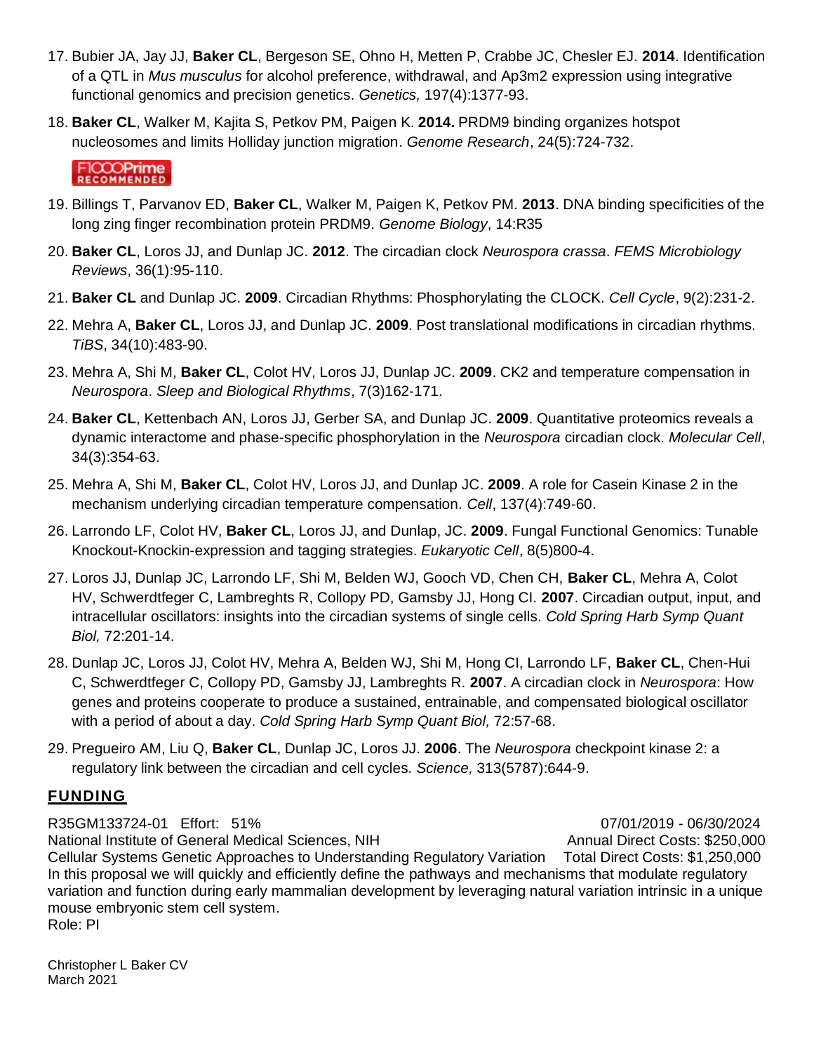17. Bubier JA, Jay JJ, **Baker CL**, Bergeson SE, Ohno H, Metten P, Crabbe JC, Chesler EJ. **2014**. Identification of a QTL in *Mus musculus* for alcohol preference, withdrawal, and Ap3m2 expression using integrative functional genomics and precision genetics. *Genetics,* 197(4):1377-93.

18. **Baker CL**, Walker M, Kajita S, Petkov PM, Paigen K. **2014.** PRDM9 binding organizes hotspot nucleosomes and limits Holliday junction migration. *Genome Research*, 24(5):724-732.
    F1000Prime RECOMMENDED

19. Billings T, Parvanov ED, **Baker CL**, Walker M, Paigen K, Petkov PM. **2013**. DNA binding specificities of the long zing finger recombination protein PRDM9. *Genome Biology*, 14:R35

20. **Baker CL**, Loros JJ, and Dunlap JC. **2012**. The circadian clock *Neurospora crassa*. *FEMS Microbiology Reviews*, 36(1):95-110.

21. **Baker CL** and Dunlap JC. **2009**. Circadian Rhythms: Phosphorylating the CLOCK. *Cell Cycle*, 9(2):231-2.

22. Mehra A, **Baker CL**, Loros JJ, and Dunlap JC. **2009**. Post translational modifications in circadian rhythms. *TiBS*, 34(10):483-90.

23. Mehra A, Shi M, **Baker CL**, Colot HV, Loros JJ, Dunlap JC. **2009**. CK2 and temperature compensation in *Neurospora*. *Sleep and Biological Rhythms*, 7(3)162-171.

24. **Baker CL**, Kettenbach AN, Loros JJ, Gerber SA, and Dunlap JC. **2009**. Quantitative proteomics reveals a dynamic interactome and phase-specific phosphorylation in the *Neurospora* circadian clock. *Molecular Cell*, 34(3):354-63.

25. Mehra A, Shi M, **Baker CL**, Colot HV, Loros JJ, and Dunlap JC. **2009**. A role for Casein Kinase 2 in the mechanism underlying circadian temperature compensation. *Cell*, 137(4):749-60.

26. Larrondo LF, Colot HV, **Baker CL**, Loros JJ, and Dunlap, JC. **2009**. Fungal Functional Genomics: Tunable Knockout-Knockin-expression and tagging strategies. *Eukaryotic Cell*, 8(5)800-4.

27. Loros JJ, Dunlap JC, Larrondo LF, Shi M, Belden WJ, Gooch VD, Chen CH, **Baker CL**, Mehra A, Colot HV, Schwerdtfeger C, Lambreghts R, Collopy PD, Gamsby JJ, Hong CI. **2007**. Circadian output, input, and intracellular oscillators: insights into the circadian systems of single cells. *Cold Spring Harb Symp Quant Biol,* 72:201-14.

28. Dunlap JC, Loros JJ, Colot HV, Mehra A, Belden WJ, Shi M, Hong CI, Larrondo LF, **Baker CL**, Chen-Hui C, Schwerdtfeger C, Collopy PD, Gamsby JJ, Lambreghts R. **2007**. A circadian clock in *Neurospora*: How genes and proteins cooperate to produce a sustained, entrainable, and compensated biological oscillator with a period of about a day. *Cold Spring Harb Symp Quant Biol,* 72:57-68.

29. Pregueiro AM, Liu Q, **Baker CL**, Dunlap JC, Loros JJ. **2006**. The *Neurospora* checkpoint kinase 2: a regulatory link between the circadian and cell cycles. *Science,* 313(5787):644-9.

## FUNDING

R35GM133724-01 Effort: 51% — 07/01/2019 - 06/30/2024
National Institute of General Medical Sciences, NIH — Annual Direct Costs: $250,000
Cellular Systems Genetic Approaches to Understanding Regulatory Variation — Total Direct Costs: $1,250,000
In this proposal we will quickly and efficiently define the pathways and mechanisms that modulate regulatory variation and function during early mammalian development by leveraging natural variation intrinsic in a unique mouse embryonic stem cell system.
Role: PI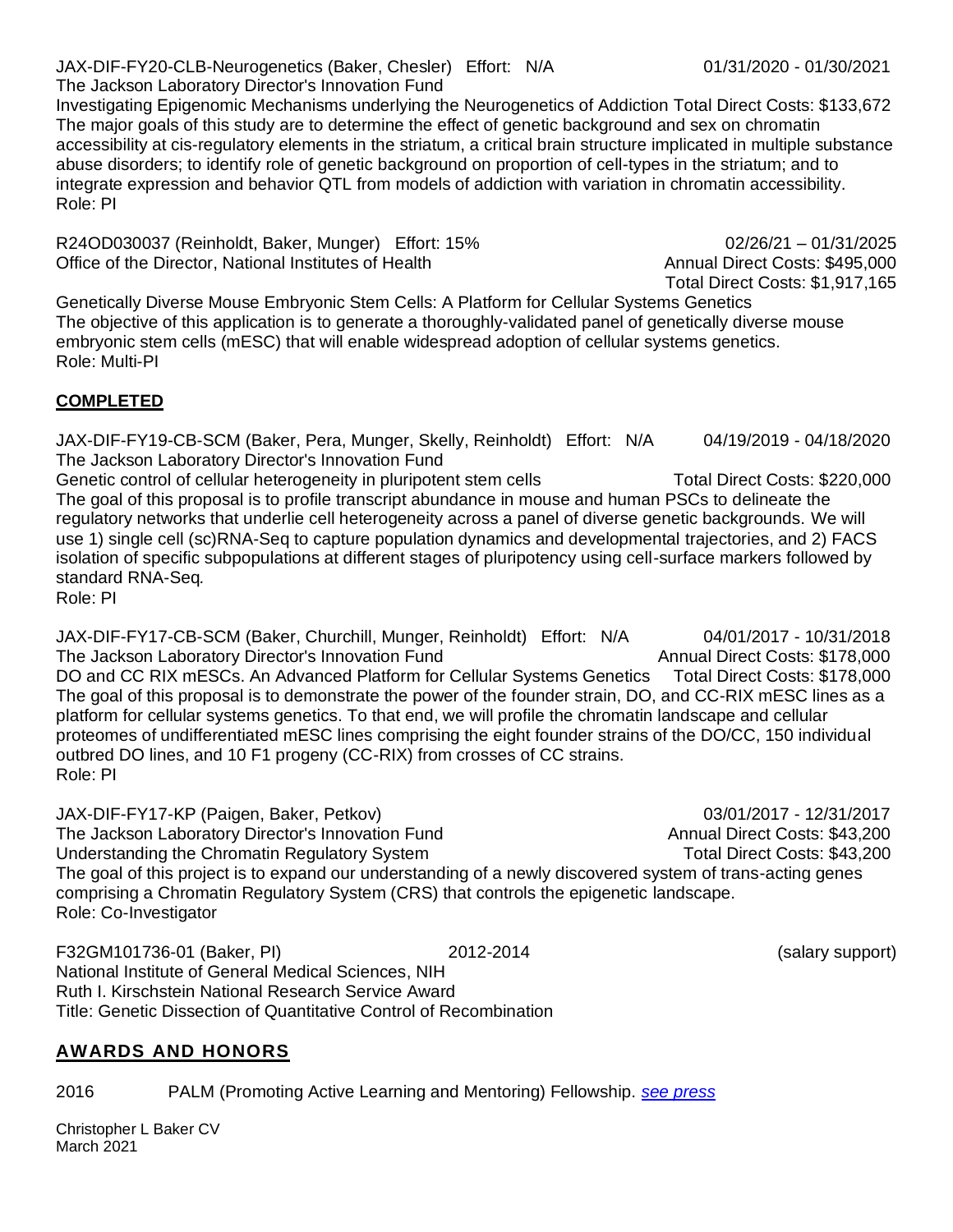JAX-DIF-FY20-CLB-Neurogenetics (Baker, Chesler) Effort: N/A 01/31/2020 - 01/30/2021
The Jackson Laboratory Director's Innovation Fund
Investigating Epigenomic Mechanisms underlying the Neurogenetics of Addiction Total Direct Costs: $133,672
The major goals of this study are to determine the effect of genetic background and sex on chromatin accessibility at cis-regulatory elements in the striatum, a critical brain structure implicated in multiple substance abuse disorders; to identify role of genetic background on proportion of cell-types in the striatum; and to integrate expression and behavior QTL from models of addiction with variation in chromatin accessibility.
Role: PI

R24OD030037 (Reinholdt, Baker, Munger) Effort: 15% 02/26/21 – 01/31/2025
Office of the Director, National Institutes of Health Annual Direct Costs: $495,000
Total Direct Costs: $1,917,165
Genetically Diverse Mouse Embryonic Stem Cells: A Platform for Cellular Systems Genetics
The objective of this application is to generate a thoroughly-validated panel of genetically diverse mouse embryonic stem cells (mESC) that will enable widespread adoption of cellular systems genetics.
Role: Multi-PI

## COMPLETED

JAX-DIF-FY19-CB-SCM (Baker, Pera, Munger, Skelly, Reinholdt) Effort: N/A 04/19/2019 - 04/18/2020
The Jackson Laboratory Director's Innovation Fund
Genetic control of cellular heterogeneity in pluripotent stem cells Total Direct Costs: $220,000
The goal of this proposal is to profile transcript abundance in mouse and human PSCs to delineate the regulatory networks that underlie cell heterogeneity across a panel of diverse genetic backgrounds. We will use 1) single cell (sc)RNA-Seq to capture population dynamics and developmental trajectories, and 2) FACS isolation of specific subpopulations at different stages of pluripotency using cell-surface markers followed by standard RNA-Seq.
Role: PI

JAX-DIF-FY17-CB-SCM (Baker, Churchill, Munger, Reinholdt) Effort: N/A 04/01/2017 - 10/31/2018
The Jackson Laboratory Director's Innovation Fund Annual Direct Costs: $178,000
DO and CC RIX mESCs. An Advanced Platform for Cellular Systems Genetics Total Direct Costs: $178,000
The goal of this proposal is to demonstrate the power of the founder strain, DO, and CC-RIX mESC lines as a platform for cellular systems genetics. To that end, we will profile the chromatin landscape and cellular proteomes of undifferentiated mESC lines comprising the eight founder strains of the DO/CC, 150 individual outbred DO lines, and 10 F1 progeny (CC-RIX) from crosses of CC strains.
Role: PI

JAX-DIF-FY17-KP (Paigen, Baker, Petkov) 03/01/2017 - 12/31/2017
The Jackson Laboratory Director's Innovation Fund Annual Direct Costs: $43,200
Understanding the Chromatin Regulatory System Total Direct Costs: $43,200
The goal of this project is to expand our understanding of a newly discovered system of trans-acting genes comprising a Chromatin Regulatory System (CRS) that controls the epigenetic landscape.
Role: Co-Investigator

F32GM101736-01 (Baker, PI) 2012-2014 (salary support)
National Institute of General Medical Sciences, NIH
Ruth I. Kirschstein National Research Service Award
Title: Genetic Dissection of Quantitative Control of Recombination

## AWARDS AND HONORS

2016 PALM (Promoting Active Learning and Mentoring) Fellowship. *see press*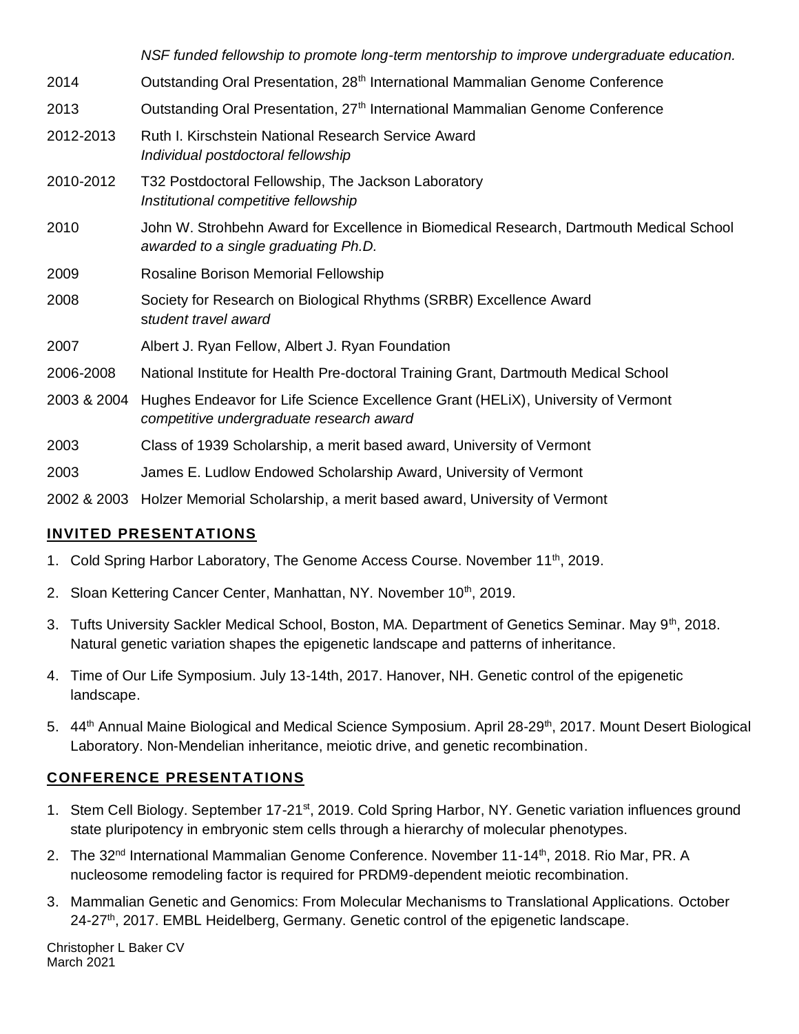*NSF funded fellowship to promote long-term mentorship to improve undergraduate education.*

2014 Outstanding Oral Presentation, 28th International Mammalian Genome Conference

2013 Outstanding Oral Presentation, 27th International Mammalian Genome Conference

2012-2013 Ruth I. Kirschstein National Research Service Award
*Individual postdoctoral fellowship*

2010-2012 T32 Postdoctoral Fellowship, The Jackson Laboratory
*Institutional competitive fellowship*

2010 John W. Strohbehn Award for Excellence in Biomedical Research, Dartmouth Medical School
*awarded to a single graduating Ph.D.*

2009 Rosaline Borison Memorial Fellowship

2008 Society for Research on Biological Rhythms (SRBR) Excellence Award
*student travel award*

2007 Albert J. Ryan Fellow, Albert J. Ryan Foundation

2006-2008 National Institute for Health Pre-doctoral Training Grant, Dartmouth Medical School

2003 & 2004 Hughes Endeavor for Life Science Excellence Grant (HELiX), University of Vermont
*competitive undergraduate research award*

2003 Class of 1939 Scholarship, a merit based award, University of Vermont

2003 James E. Ludlow Endowed Scholarship Award, University of Vermont

2002 & 2003 Holzer Memorial Scholarship, a merit based award, University of Vermont

## INVITED PRESENTATIONS

1. Cold Spring Harbor Laboratory, The Genome Access Course. November 11th, 2019.
2. Sloan Kettering Cancer Center, Manhattan, NY. November 10th, 2019.
3. Tufts University Sackler Medical School, Boston, MA. Department of Genetics Seminar. May 9th, 2018. Natural genetic variation shapes the epigenetic landscape and patterns of inheritance.
4. Time of Our Life Symposium. July 13-14th, 2017. Hanover, NH. Genetic control of the epigenetic landscape.
5. 44th Annual Maine Biological and Medical Science Symposium. April 28-29th, 2017. Mount Desert Biological Laboratory. Non-Mendelian inheritance, meiotic drive, and genetic recombination.

## CONFERENCE PRESENTATIONS

1. Stem Cell Biology. September 17-21st, 2019. Cold Spring Harbor, NY. Genetic variation influences ground state pluripotency in embryonic stem cells through a hierarchy of molecular phenotypes.
2. The 32nd International Mammalian Genome Conference. November 11-14th, 2018. Rio Mar, PR. A nucleosome remodeling factor is required for PRDM9-dependent meiotic recombination.
3. Mammalian Genetic and Genomics: From Molecular Mechanisms to Translational Applications. October 24-27th, 2017. EMBL Heidelberg, Germany. Genetic control of the epigenetic landscape.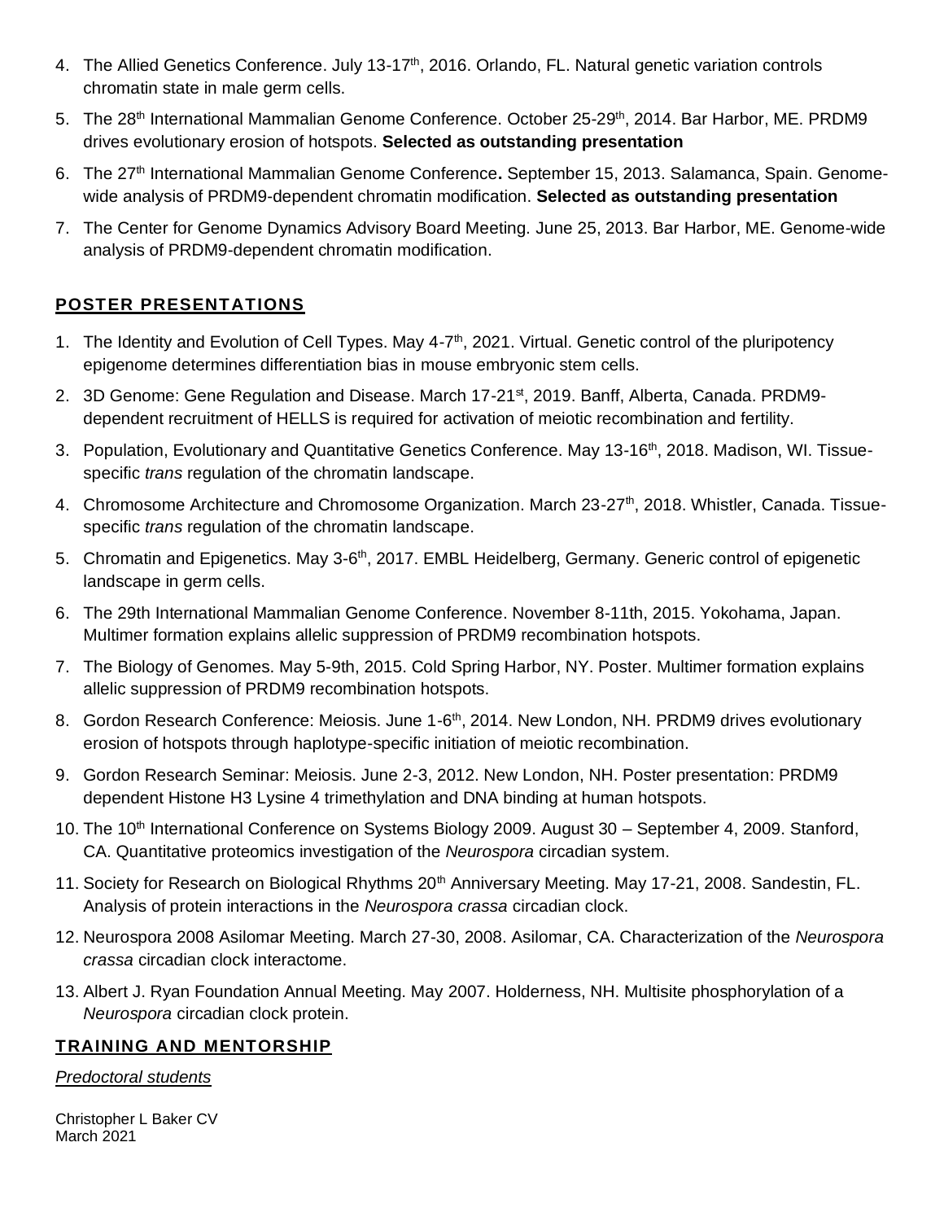4. The Allied Genetics Conference. July 13-17th, 2016. Orlando, FL. Natural genetic variation controls chromatin state in male germ cells.
5. The 28th International Mammalian Genome Conference. October 25-29th, 2014. Bar Harbor, ME. PRDM9 drives evolutionary erosion of hotspots. **Selected as outstanding presentation**
6. The 27th International Mammalian Genome Conference**.** September 15, 2013. Salamanca, Spain. Genome-wide analysis of PRDM9-dependent chromatin modification. **Selected as outstanding presentation**
7. The Center for Genome Dynamics Advisory Board Meeting. June 25, 2013. Bar Harbor, ME. Genome-wide analysis of PRDM9-dependent chromatin modification.

## POSTER PRESENTATIONS

1. The Identity and Evolution of Cell Types. May 4-7th, 2021. Virtual. Genetic control of the pluripotency epigenome determines differentiation bias in mouse embryonic stem cells.
2. 3D Genome: Gene Regulation and Disease. March 17-21st, 2019. Banff, Alberta, Canada. PRDM9-dependent recruitment of HELLS is required for activation of meiotic recombination and fertility.
3. Population, Evolutionary and Quantitative Genetics Conference. May 13-16th, 2018. Madison, WI. Tissue-specific *trans* regulation of the chromatin landscape.
4. Chromosome Architecture and Chromosome Organization. March 23-27th, 2018. Whistler, Canada. Tissue-specific *trans* regulation of the chromatin landscape.
5. Chromatin and Epigenetics. May 3-6th, 2017. EMBL Heidelberg, Germany. Generic control of epigenetic landscape in germ cells.
6. The 29th International Mammalian Genome Conference. November 8-11th, 2015. Yokohama, Japan. Multimer formation explains allelic suppression of PRDM9 recombination hotspots.
7. The Biology of Genomes. May 5-9th, 2015. Cold Spring Harbor, NY. Poster. Multimer formation explains allelic suppression of PRDM9 recombination hotspots.
8. Gordon Research Conference: Meiosis. June 1-6th, 2014. New London, NH. PRDM9 drives evolutionary erosion of hotspots through haplotype-specific initiation of meiotic recombination.
9. Gordon Research Seminar: Meiosis. June 2-3, 2012. New London, NH. Poster presentation: PRDM9 dependent Histone H3 Lysine 4 trimethylation and DNA binding at human hotspots.
10. The 10th International Conference on Systems Biology 2009. August 30 – September 4, 2009. Stanford, CA. Quantitative proteomics investigation of the *Neurospora* circadian system.
11. Society for Research on Biological Rhythms 20th Anniversary Meeting. May 17-21, 2008. Sandestin, FL. Analysis of protein interactions in the *Neurospora crassa* circadian clock.
12. Neurospora 2008 Asilomar Meeting. March 27-30, 2008. Asilomar, CA. Characterization of the *Neurospora crassa* circadian clock interactome.
13. Albert J. Ryan Foundation Annual Meeting. May 2007. Holderness, NH. Multisite phosphorylation of a *Neurospora* circadian clock protein.

## TRAINING AND MENTORSHIP

*Predoctoral students*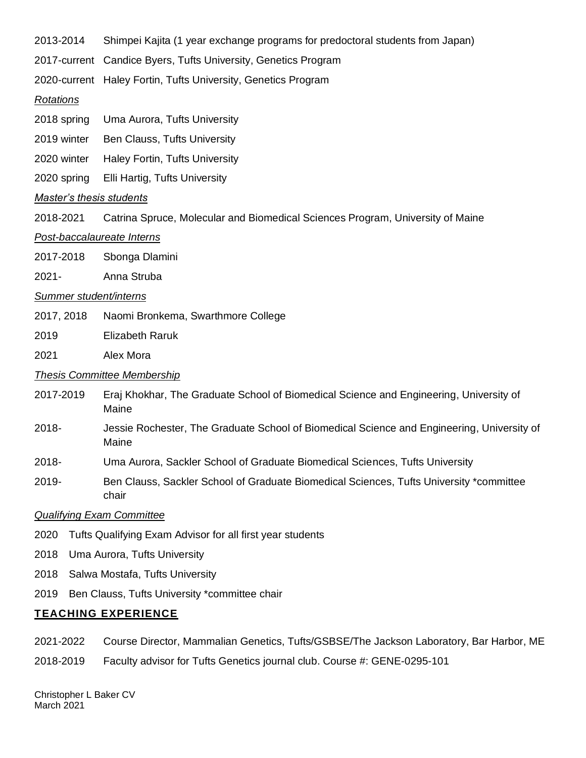2013-2014 Shimpei Kajita (1 year exchange programs for predoctoral students from Japan)

2017-current Candice Byers, Tufts University, Genetics Program

2020-current Haley Fortin, Tufts University, Genetics Program

*Rotations*

2018 spring Uma Aurora, Tufts University

2019 winter Ben Clauss, Tufts University

2020 winter Haley Fortin, Tufts University

2020 spring Elli Hartig, Tufts University

*Master's thesis students*

2018-2021 Catrina Spruce, Molecular and Biomedical Sciences Program, University of Maine

*Post-baccalaureate Interns*

2017-2018 Sbonga Dlamini

2021- Anna Struba

*Summer student/interns*

2017, 2018 Naomi Bronkema, Swarthmore College

2019 Elizabeth Raruk

2021 Alex Mora

*Thesis Committee Membership*

2017-2019 Eraj Khokhar, The Graduate School of Biomedical Science and Engineering, University of Maine

2018- Jessie Rochester, The Graduate School of Biomedical Science and Engineering, University of Maine

2018- Uma Aurora, Sackler School of Graduate Biomedical Sciences, Tufts University

2019- Ben Clauss, Sackler School of Graduate Biomedical Sciences, Tufts University *committee chair

*Qualifying Exam Committee*

2020 Tufts Qualifying Exam Advisor for all first year students

2018 Uma Aurora, Tufts University

2018 Salwa Mostafa, Tufts University

2019 Ben Clauss, Tufts University *committee chair

## TEACHING EXPERIENCE

2021-2022 Course Director, Mammalian Genetics, Tufts/GSBSE/The Jackson Laboratory, Bar Harbor, ME

2018-2019 Faculty advisor for Tufts Genetics journal club. Course #: GENE-0295-101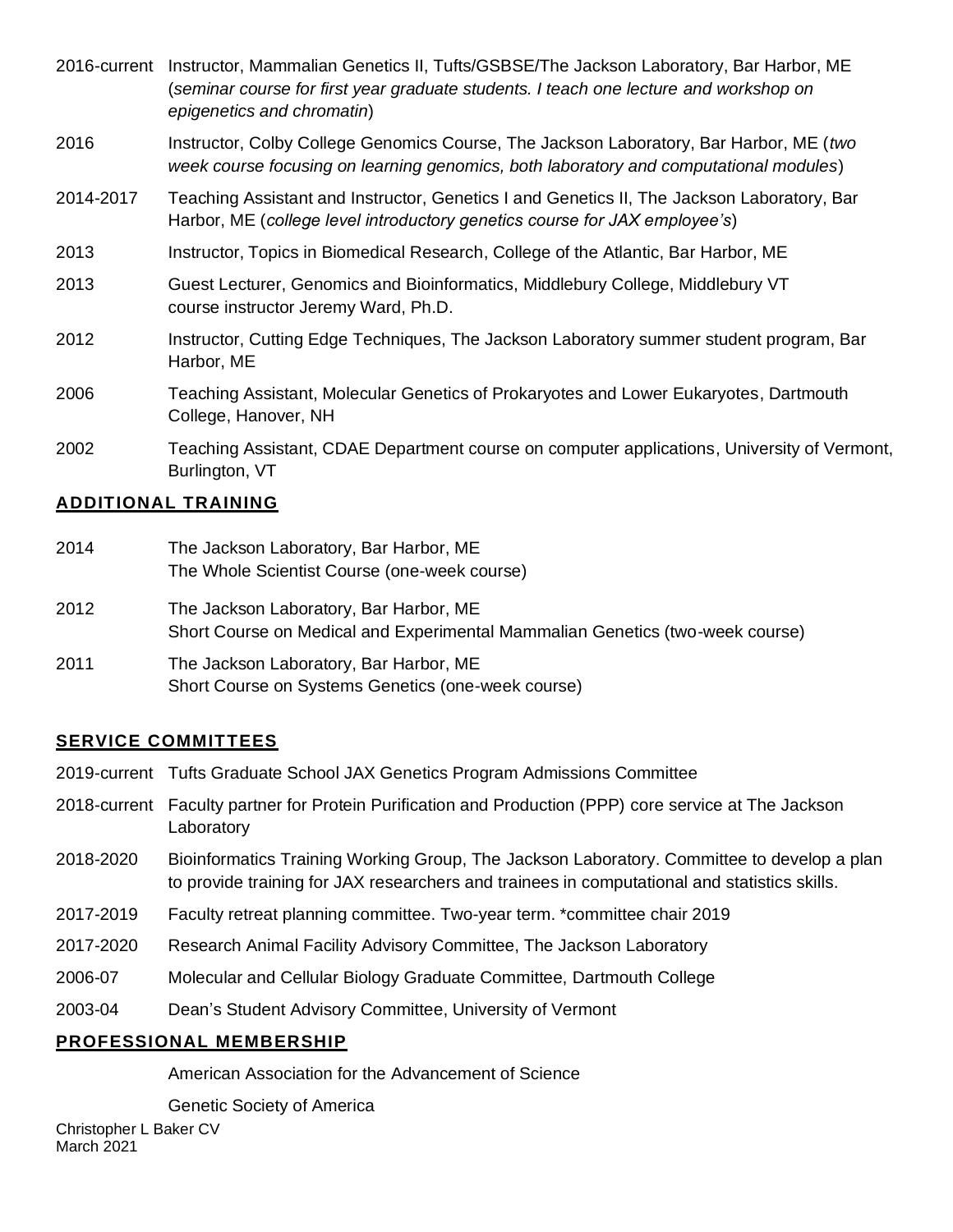2016-current Instructor, Mammalian Genetics II, Tufts/GSBSE/The Jackson Laboratory, Bar Harbor, ME (*seminar course for first year graduate students. I teach one lecture and workshop on epigenetics and chromatin*)

2016 Instructor, Colby College Genomics Course, The Jackson Laboratory, Bar Harbor, ME (*two week course focusing on learning genomics, both laboratory and computational modules*)

2014-2017 Teaching Assistant and Instructor, Genetics I and Genetics II, The Jackson Laboratory, Bar Harbor, ME (*college level introductory genetics course for JAX employee's*)

2013 Instructor, Topics in Biomedical Research, College of the Atlantic, Bar Harbor, ME

2013 Guest Lecturer, Genomics and Bioinformatics, Middlebury College, Middlebury VT course instructor Jeremy Ward, Ph.D.

2012 Instructor, Cutting Edge Techniques, The Jackson Laboratory summer student program, Bar Harbor, ME

2006 Teaching Assistant, Molecular Genetics of Prokaryotes and Lower Eukaryotes, Dartmouth College, Hanover, NH

2002 Teaching Assistant, CDAE Department course on computer applications, University of Vermont, Burlington, VT

## ADDITIONAL TRAINING

2014 The Jackson Laboratory, Bar Harbor, ME
The Whole Scientist Course (one-week course)

2012 The Jackson Laboratory, Bar Harbor, ME
Short Course on Medical and Experimental Mammalian Genetics (two-week course)

2011 The Jackson Laboratory, Bar Harbor, ME
Short Course on Systems Genetics (one-week course)

## SERVICE COMMITTEES

2019-current Tufts Graduate School JAX Genetics Program Admissions Committee

2018-current Faculty partner for Protein Purification and Production (PPP) core service at The Jackson Laboratory

2018-2020 Bioinformatics Training Working Group, The Jackson Laboratory. Committee to develop a plan to provide training for JAX researchers and trainees in computational and statistics skills.

2017-2019 Faculty retreat planning committee. Two-year term. *committee chair 2019

2017-2020 Research Animal Facility Advisory Committee, The Jackson Laboratory

2006-07 Molecular and Cellular Biology Graduate Committee, Dartmouth College

2003-04 Dean's Student Advisory Committee, University of Vermont

## PROFESSIONAL MEMBERSHIP

American Association for the Advancement of Science

Genetic Society of America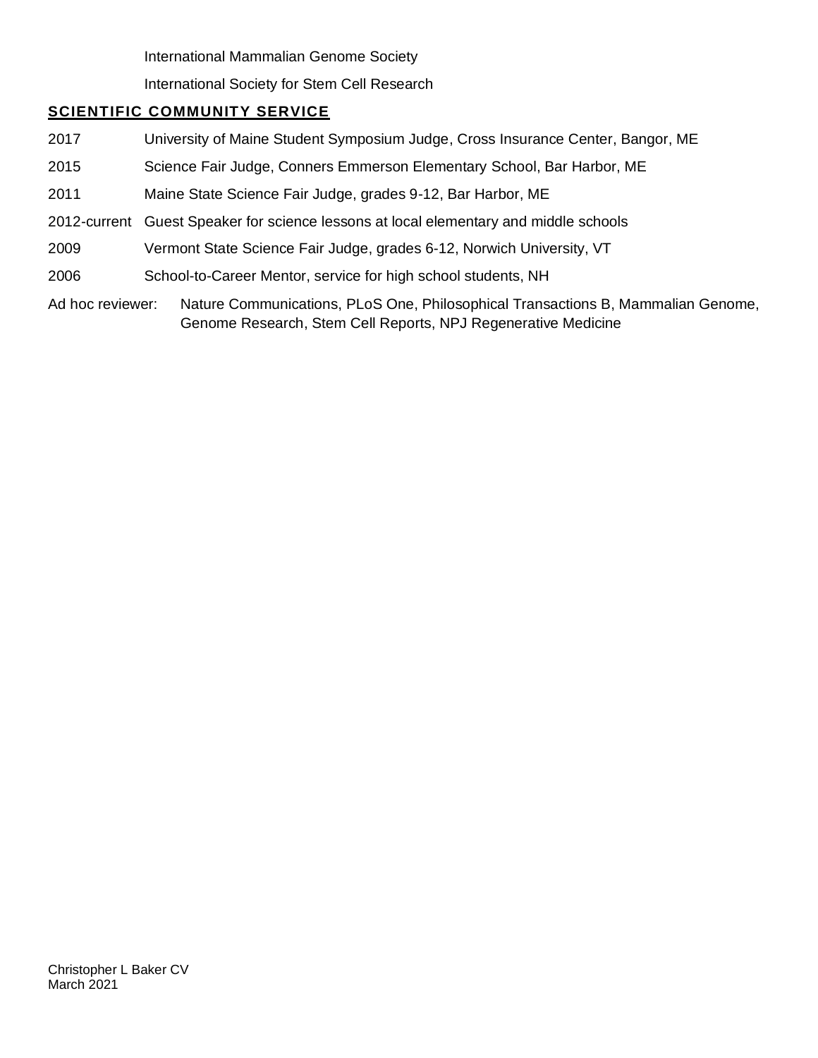International Mammalian Genome Society

International Society for Stem Cell Research

## SCIENTIFIC COMMUNITY SERVICE

2017 University of Maine Student Symposium Judge, Cross Insurance Center, Bangor, ME

2015 Science Fair Judge, Conners Emmerson Elementary School, Bar Harbor, ME

2011 Maine State Science Fair Judge, grades 9-12, Bar Harbor, ME

2012-current Guest Speaker for science lessons at local elementary and middle schools

2009 Vermont State Science Fair Judge, grades 6-12, Norwich University, VT

2006 School-to-Career Mentor, service for high school students, NH

Ad hoc reviewer: Nature Communications, PLoS One, Philosophical Transactions B, Mammalian Genome, Genome Research, Stem Cell Reports, NPJ Regenerative Medicine